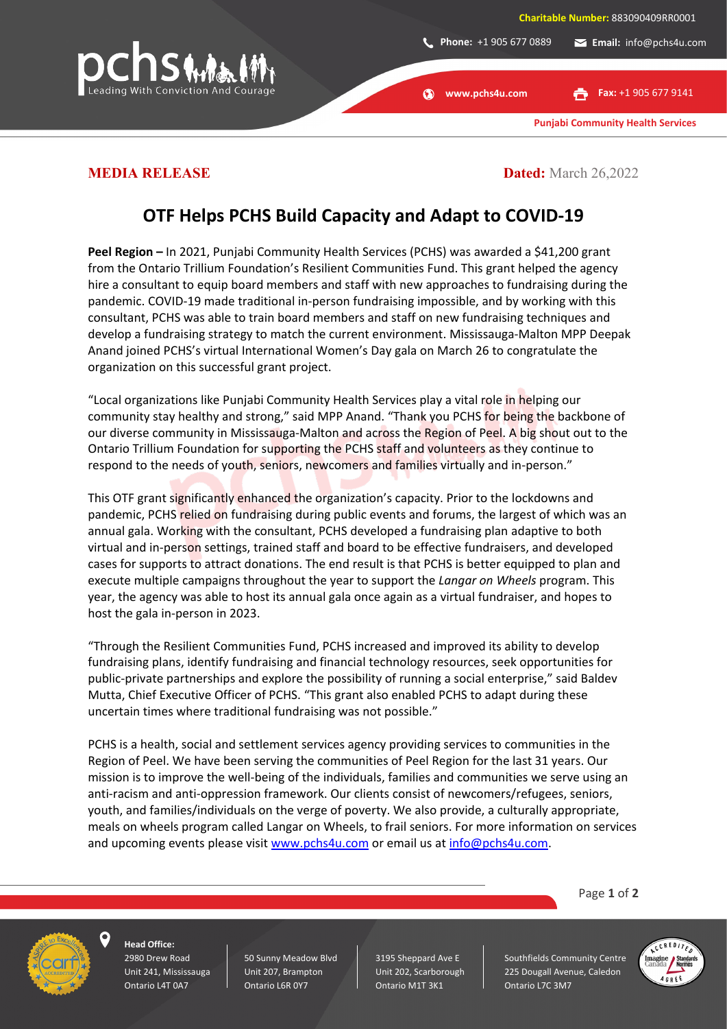**MEDIA RELEASE** **Dated:** March 26,2022

# OTF Helps PCHS Build Capacity and Adapt to COVID-19

**Peel Region –** In 2021, Punjabi Community Health Services (PCHS) was awarded a $41,200 grant from the Ontario Trillium Foundation's Resilient Communities Fund. This grant helped the agency hire a consultant to equip board members and staff with new approaches to fundraising during the pandemic. COVID-19 made traditional in-person fundraising impossible, and by working with this consultant, PCHS was able to train board members and staff on new fundraising techniques and develop a fundraising strategy to match the current environment. Mississauga-Malton MPP Deepak Anand joined PCHS's virtual International Women's Day gala on March 26 to congratulate the organization on this successful grant project.

"Local organizations like Punjabi Community Health Services play a vital role in helping our community stay healthy and strong," said MPP Anand. "Thank you PCHS for being the backbone of our diverse community in Mississauga-Malton and across the Region of Peel. A big shout out to the Ontario Trillium Foundation for supporting the PCHS staff and volunteers as they continue to respond to the needs of youth, seniors, newcomers and families virtually and in-person."

This OTF grant significantly enhanced the organization's capacity. Prior to the lockdowns and pandemic, PCHS relied on fundraising during public events and forums, the largest of which was an annual gala. Working with the consultant, PCHS developed a fundraising plan adaptive to both virtual and in-person settings, trained staff and board to be effective fundraisers, and developed cases for supports to attract donations. The end result is that PCHS is better equipped to plan and execute multiple campaigns throughout the year to support the *Langar on Wheels* program. This year, the agency was able to host its annual gala once again as a virtual fundraiser, and hopes to host the gala in-person in 2023.

"Through the Resilient Communities Fund, PCHS increased and improved its ability to develop fundraising plans, identify fundraising and financial technology resources, seek opportunities for public-private partnerships and explore the possibility of running a social enterprise," said Baldev Mutta, Chief Executive Officer of PCHS. "This grant also enabled PCHS to adapt during these uncertain times where traditional fundraising was not possible."

PCHS is a health, social and settlement services agency providing services to communities in the Region of Peel. We have been serving the communities of Peel Region for the last 31 years. Our mission is to improve the well-being of the individuals, families and communities we serve using an anti-racism and anti-oppression framework. Our clients consist of newcomers/refugees, seniors, youth, and families/individuals on the verge of poverty. We also provide, a culturally appropriate, meals on wheels program called Langar on Wheels, to frail seniors. For more information on services and upcoming events please visit www.pchs4u.com or email us at info@pchs4u.com.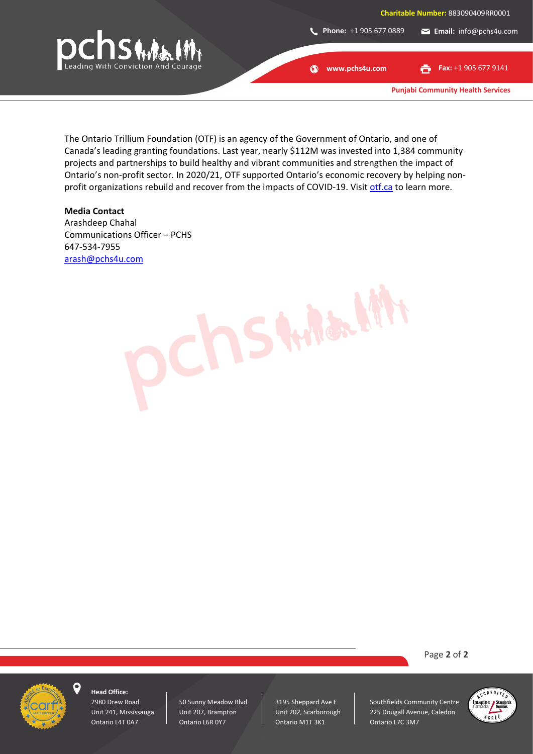The Ontario Trillium Foundation (OTF) is an agency of the Government of Ontario, and one of Canada's leading granting foundations. Last year, nearly $112M was invested into 1,384 community projects and partnerships to build healthy and vibrant communities and strengthen the impact of Ontario's non-profit sector. In 2020/21, OTF supported Ontario's economic recovery by helping non-profit organizations rebuild and recover from the impacts of COVID-19. Visit [otf.ca](otf.ca) to learn more.

**Media Contact**
Arashdeep Chahal
Communications Officer – PCHS
647-534-7955
[arash@pchs4u.com](mailto:arash@pchs4u.com)